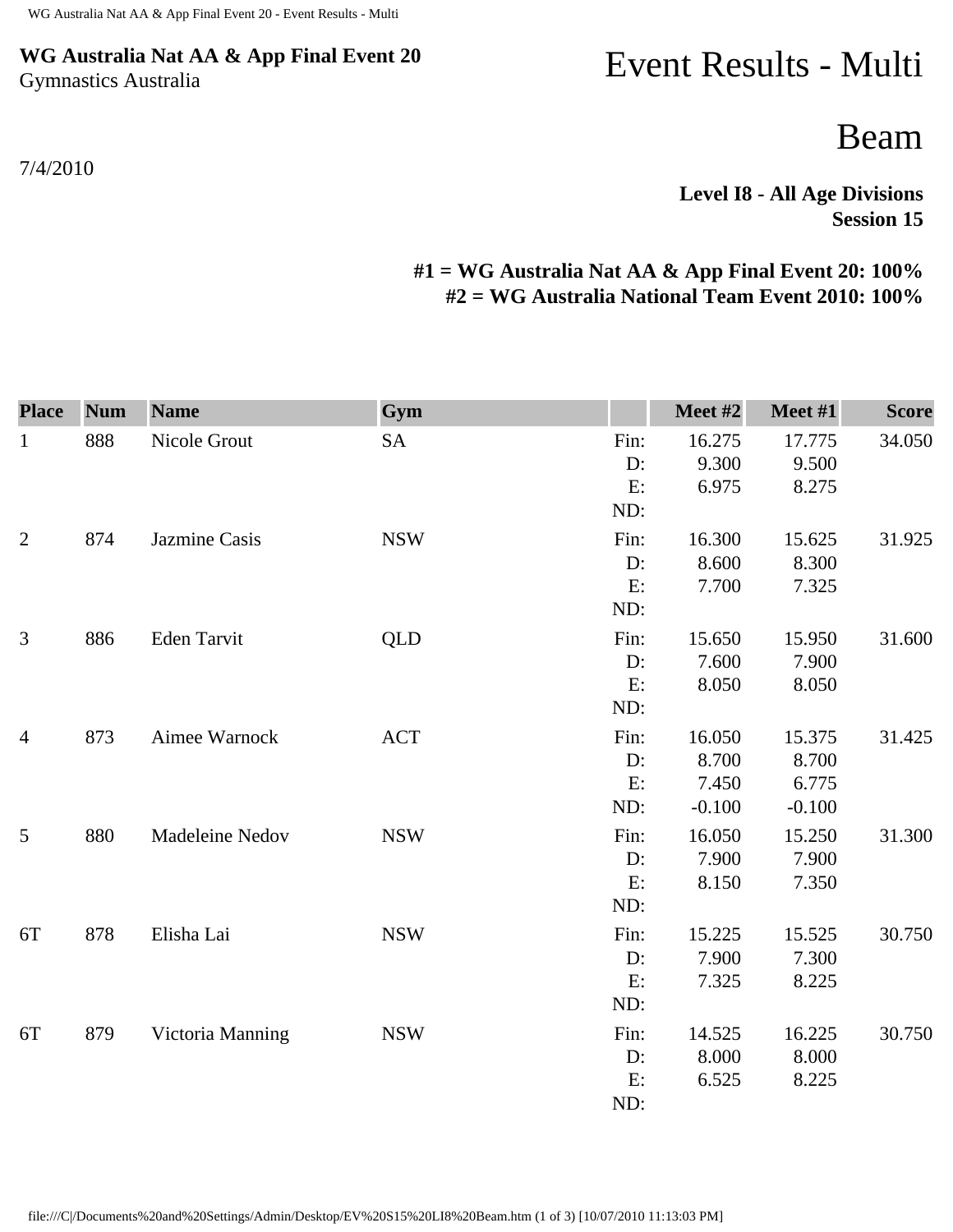**WG Australia Nat AA & App Final Event 20**
Gymnastics Australia

7/4/2010

# Event Results - Multi

# Beam

**Level I8 - All Age Divisions**
**Session 15**

**#1 = WG Australia Nat AA & App Final Event 20: 100%**
**#2 = WG Australia National Team Event 2010: 100%**

| Place | Num | Name | Gym | | Meet #2 | Meet #1 | Score |
|---|---|---|---|---|---|---|---|
| 1 | 888 | Nicole Grout | SA | Fin: | 16.275 | 17.775 | 34.050 |
| | | | | D: | 9.300 | 9.500 | |
| | | | | E: | 6.975 | 8.275 | |
| | | | | ND: | | | |
| 2 | 874 | Jazmine Casis | NSW | Fin: | 16.300 | 15.625 | 31.925 |
| | | | | D: | 8.600 | 8.300 | |
| | | | | E: | 7.700 | 7.325 | |
| | | | | ND: | | | |
| 3 | 886 | Eden Tarvit | QLD | Fin: | 15.650 | 15.950 | 31.600 |
| | | | | D: | 7.600 | 7.900 | |
| | | | | E: | 8.050 | 8.050 | |
| | | | | ND: | | | |
| 4 | 873 | Aimee Warnock | ACT | Fin: | 16.050 | 15.375 | 31.425 |
| | | | | D: | 8.700 | 8.700 | |
| | | | | E: | 7.450 | 6.775 | |
| | | | | ND: | -0.100 | -0.100 | |
| 5 | 880 | Madeleine Nedov | NSW | Fin: | 16.050 | 15.250 | 31.300 |
| | | | | D: | 7.900 | 7.900 | |
| | | | | E: | 8.150 | 7.350 | |
| | | | | ND: | | | |
| 6T | 878 | Elisha Lai | NSW | Fin: | 15.225 | 15.525 | 30.750 |
| | | | | D: | 7.900 | 7.300 | |
| | | | | E: | 7.325 | 8.225 | |
| | | | | ND: | | | |
| 6T | 879 | Victoria Manning | NSW | Fin: | 14.525 | 16.225 | 30.750 |
| | | | | D: | 8.000 | 8.000 | |
| | | | | E: | 6.525 | 8.225 | |
| | | | | ND: | | | |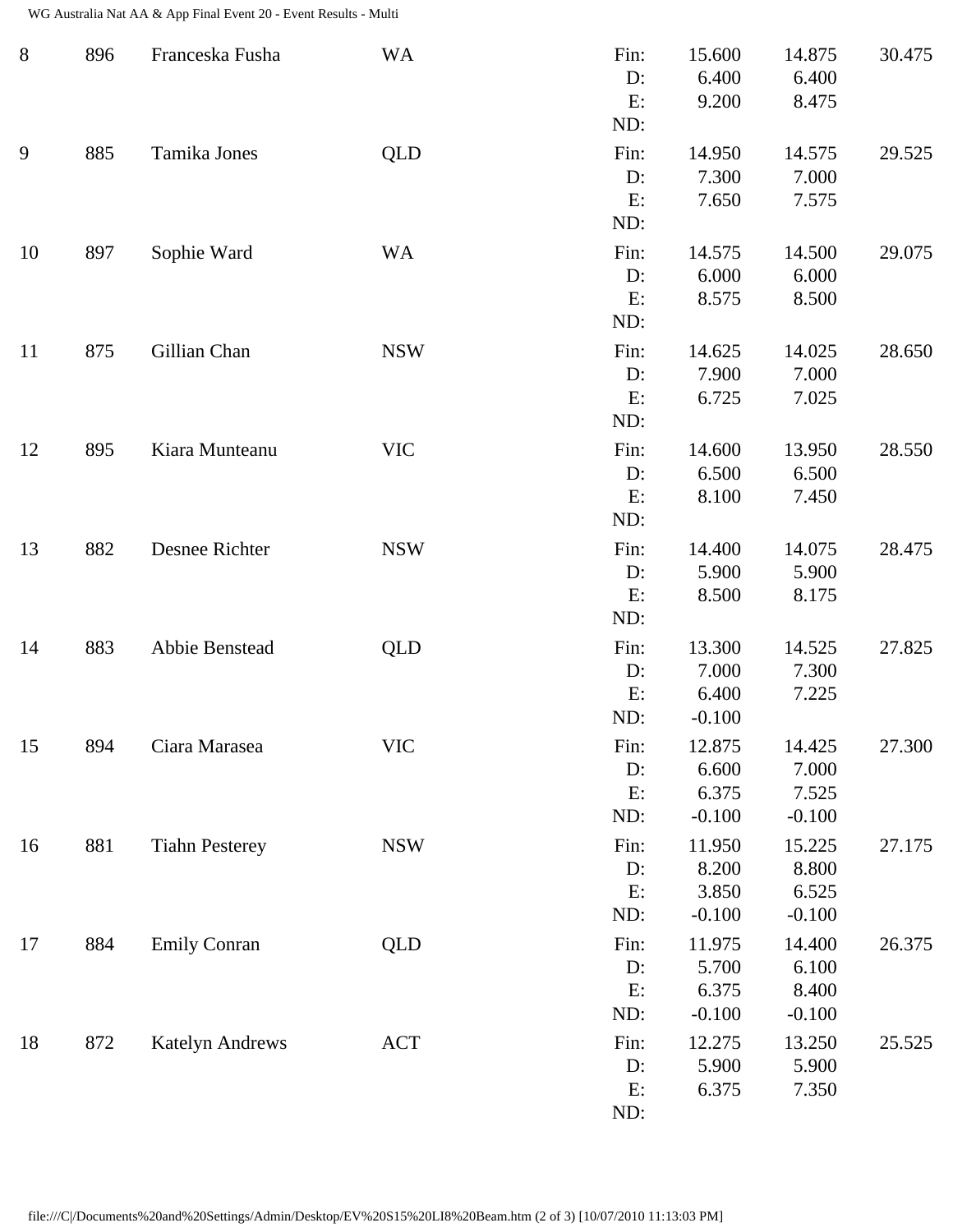| Rank | No. | Name | State | | Vault 1 | Vault 2 | Total |
|---|---|---|---|---|---|---|---|
| 8 | 896 | Franceska Fusha | WA | Fin: | 15.600 | 14.875 | 30.475 |
| | | | | D: | 6.400 | 6.400 | |
| | | | | E: | 9.200 | 8.475 | |
| | | | | ND: | | | |
| 9 | 885 | Tamika Jones | QLD | Fin: | 14.950 | 14.575 | 29.525 |
| | | | | D: | 7.300 | 7.000 | |
| | | | | E: | 7.650 | 7.575 | |
| | | | | ND: | | | |
| 10 | 897 | Sophie Ward | WA | Fin: | 14.575 | 14.500 | 29.075 |
| | | | | D: | 6.000 | 6.000 | |
| | | | | E: | 8.575 | 8.500 | |
| | | | | ND: | | | |
| 11 | 875 | Gillian Chan | NSW | Fin: | 14.625 | 14.025 | 28.650 |
| | | | | D: | 7.900 | 7.000 | |
| | | | | E: | 6.725 | 7.025 | |
| | | | | ND: | | | |
| 12 | 895 | Kiara Munteanu | VIC | Fin: | 14.600 | 13.950 | 28.550 |
| | | | | D: | 6.500 | 6.500 | |
| | | | | E: | 8.100 | 7.450 | |
| | | | | ND: | | | |
| 13 | 882 | Desnee Richter | NSW | Fin: | 14.400 | 14.075 | 28.475 |
| | | | | D: | 5.900 | 5.900 | |
| | | | | E: | 8.500 | 8.175 | |
| | | | | ND: | | | |
| 14 | 883 | Abbie Benstead | QLD | Fin: | 13.300 | 14.525 | 27.825 |
| | | | | D: | 7.000 | 7.300 | |
| | | | | E: | 6.400 | 7.225 | |
| | | | | ND: | -0.100 | | |
| 15 | 894 | Ciara Marasea | VIC | Fin: | 12.875 | 14.425 | 27.300 |
| | | | | D: | 6.600 | 7.000 | |
| | | | | E: | 6.375 | 7.525 | |
| | | | | ND: | -0.100 | -0.100 | |
| 16 | 881 | Tiahn Pesterey | NSW | Fin: | 11.950 | 15.225 | 27.175 |
| | | | | D: | 8.200 | 8.800 | |
| | | | | E: | 3.850 | 6.525 | |
| | | | | ND: | -0.100 | -0.100 | |
| 17 | 884 | Emily Conran | QLD | Fin: | 11.975 | 14.400 | 26.375 |
| | | | | D: | 5.700 | 6.100 | |
| | | | | E: | 6.375 | 8.400 | |
| | | | | ND: | -0.100 | -0.100 | |
| 18 | 872 | Katelyn Andrews | ACT | Fin: | 12.275 | 13.250 | 25.525 |
| | | | | D: | 5.900 | 5.900 | |
| | | | | E: | 6.375 | 7.350 | |
| | | | | ND: | | | |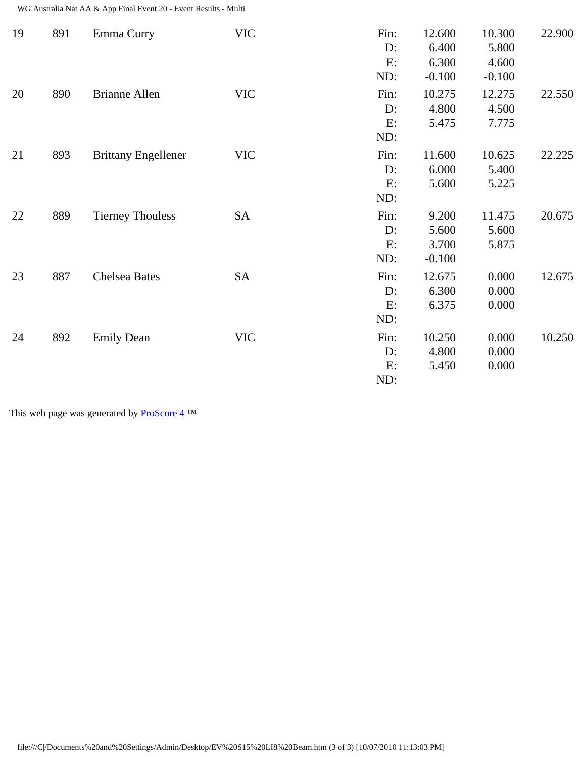| | | | | | | | |
|---|---|---|---|---|---|---|---|
| 19 | 891 | Emma Curry | VIC | Fin: | 12.600 | 10.300 | 22.900 |
| | | | | D: | 6.400 | 5.800 | |
| | | | | E: | 6.300 | 4.600 | |
| | | | | ND: | -0.100 | -0.100 | |
| 20 | 890 | Brianne Allen | VIC | Fin: | 10.275 | 12.275 | 22.550 |
| | | | | D: | 4.800 | 4.500 | |
| | | | | E: | 5.475 | 7.775 | |
| | | | | ND: | | | |
| 21 | 893 | Brittany Engellener | VIC | Fin: | 11.600 | 10.625 | 22.225 |
| | | | | D: | 6.000 | 5.400 | |
| | | | | E: | 5.600 | 5.225 | |
| | | | | ND: | | | |
| 22 | 889 | Tierney Thouless | SA | Fin: | 9.200 | 11.475 | 20.675 |
| | | | | D: | 5.600 | 5.600 | |
| | | | | E: | 3.700 | 5.875 | |
| | | | | ND: | -0.100 | | |
| 23 | 887 | Chelsea Bates | SA | Fin: | 12.675 | 0.000 | 12.675 |
| | | | | D: | 6.300 | 0.000 | |
| | | | | E: | 6.375 | 0.000 | |
| | | | | ND: | | | |
| 24 | 892 | Emily Dean | VIC | Fin: | 10.250 | 0.000 | 10.250 |
| | | | | D: | 4.800 | 0.000 | |
| | | | | E: | 5.450 | 0.000 | |
| | | | | ND: | | | |

This web page was generated by ProScore 4 ™